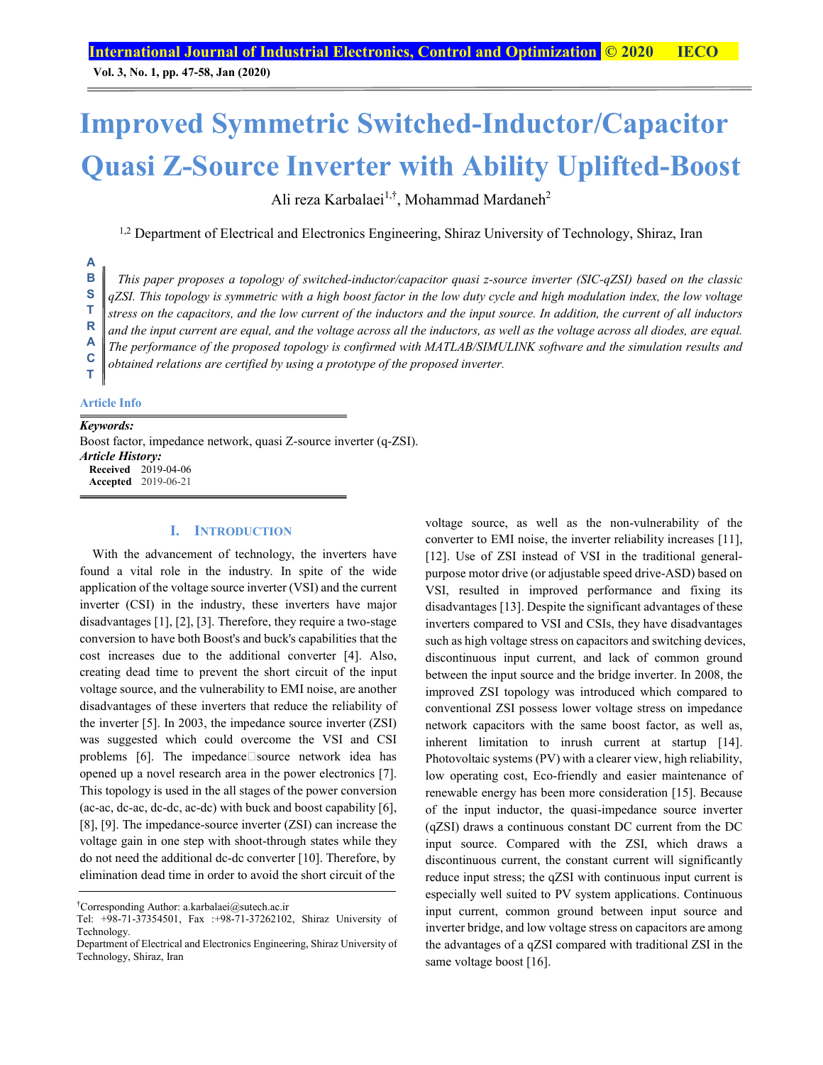# Improved Symmetric Switched-Inductor/Capacitor Quasi Z-Source Inverter with Ability Uplifted-Boost

Ali reza Karbalaei[1,†], Mohammad Mardaneh[2]

[1,2] Department of Electrical and Electronics Engineering, Shiraz University of Technology, Shiraz, Iran

**ABSTRACT**

*This paper proposes a topology of switched-inductor/capacitor quasi z-source inverter (SIC-qZSI) based on the classic qZSI. This topology is symmetric with a high boost factor in the low duty cycle and high modulation index, the low voltage stress on the capacitors, and the low current of the inductors and the input source. In addition, the current of all inductors and the input current are equal, and the voltage across all the inductors, as well as the voltage across all diodes, are equal. The performance of the proposed topology is confirmed with MATLAB/SIMULINK software and the simulation results and obtained relations are certified by using a prototype of the proposed inverter.*

**Article Info**

***Keywords:***
Boost factor, impedance network, quasi Z-source inverter (q-ZSI).

***Article History:***
**Received** 2019-04-06
**Accepted** 2019-06-21

## I. Introduction

With the advancement of technology, the inverters have found a vital role in the industry. In spite of the wide application of the voltage source inverter (VSI) and the current inverter (CSI) in the industry, these inverters have major disadvantages [1], [2], [3]. Therefore, they require a two-stage conversion to have both Boost's and buck's capabilities that the cost increases due to the additional converter [4]. Also, creating dead time to prevent the short circuit of the input voltage source, and the vulnerability to EMI noise, are another disadvantages of these inverters that reduce the reliability of the inverter [5]. In 2003, the impedance source inverter (ZSI) was suggested which could overcome the VSI and CSI problems [6]. The impedance source network idea has opened up a novel research area in the power electronics [7]. This topology is used in the all stages of the power conversion (ac-ac, dc-ac, dc-dc, ac-dc) with buck and boost capability [6], [8], [9]. The impedance-source inverter (ZSI) can increase the voltage gain in one step with shoot-through states while they do not need the additional dc-dc converter [10]. Therefore, by elimination dead time in order to avoid the short circuit of the voltage source, as well as the non-vulnerability of the converter to EMI noise, the inverter reliability increases [11], [12]. Use of ZSI instead of VSI in the traditional general-purpose motor drive (or adjustable speed drive-ASD) based on VSI, resulted in improved performance and fixing its disadvantages [13]. Despite the significant advantages of these inverters compared to VSI and CSIs, they have disadvantages such as high voltage stress on capacitors and switching devices, discontinuous input current, and lack of common ground between the input source and the bridge inverter. In 2008, the improved ZSI topology was introduced which compared to conventional ZSI possess lower voltage stress on impedance network capacitors with the same boost factor, as well as, inherent limitation to inrush current at startup [14]. Photovoltaic systems (PV) with a clearer view, high reliability, low operating cost, Eco-friendly and easier maintenance of renewable energy has been more consideration [15]. Because of the input inductor, the quasi-impedance source inverter (qZSI) draws a continuous constant DC current from the DC input source. Compared with the ZSI, which draws a discontinuous current, the constant current will significantly reduce input stress; the qZSI with continuous input current is especially well suited to PV system applications. Continuous input current, common ground between input source and inverter bridge, and low voltage stress on capacitors are among the advantages of a qZSI compared with traditional ZSI in the same voltage boost [16].

†Corresponding Author: a.karbalaei@sutech.ac.ir
Tel: +98-71-37354501, Fax :+98-71-37262102, Shiraz University of Technology.
Department of Electrical and Electronics Engineering, Shiraz University of Technology, Shiraz, Iran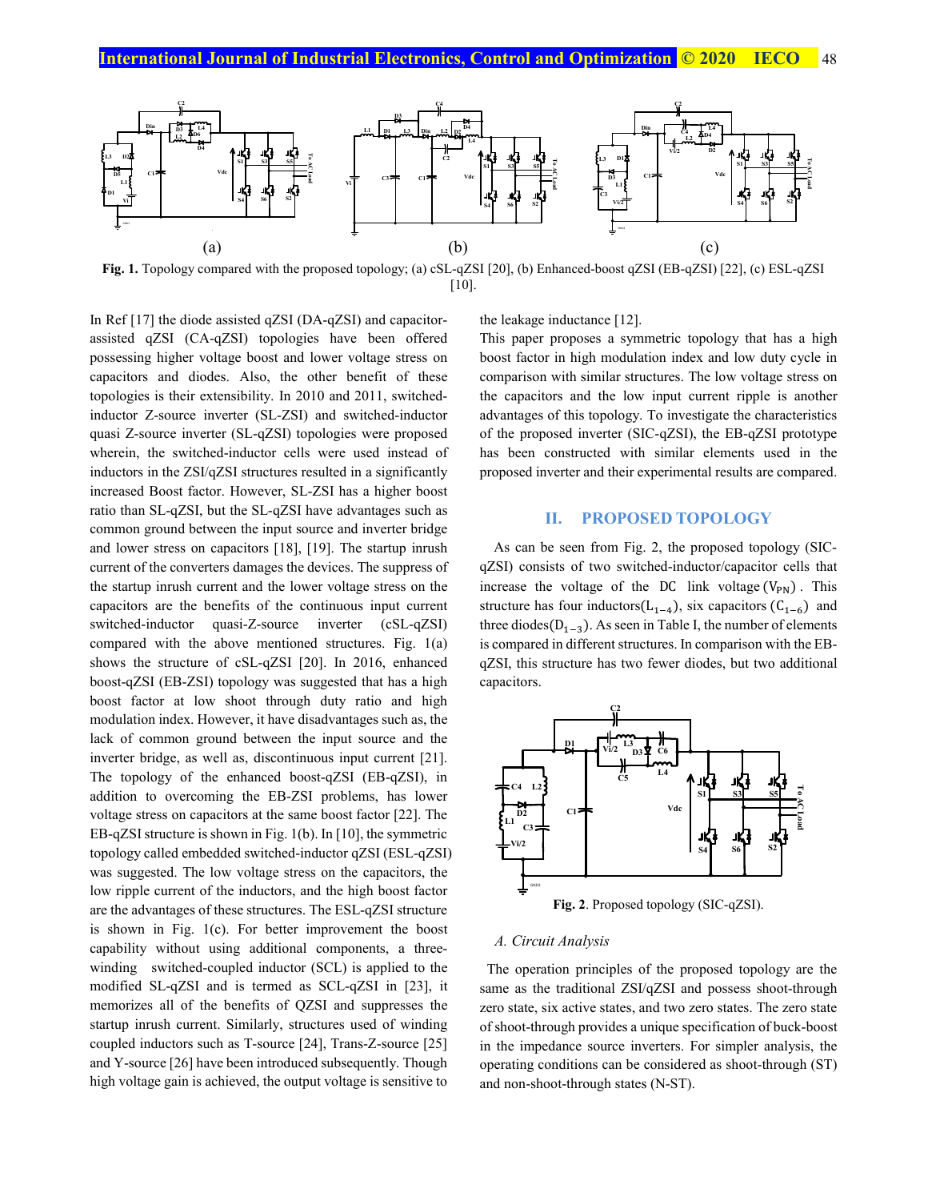**Fig. 1.** Topology compared with the proposed topology; (a) cSL-qZSI [20], (b) Enhanced-boost qZSI (EB-qZSI) [22], (c) ESL-qZSI [10].

In Ref [17] the diode assisted qZSI (DA-qZSI) and capacitor-assisted qZSI (CA-qZSI) topologies have been offered possessing higher voltage boost and lower voltage stress on capacitors and diodes. Also, the other benefit of these topologies is their extensibility. In 2010 and 2011, switched-inductor Z-source inverter (SL-ZSI) and switched-inductor quasi Z-source inverter (SL-qZSI) topologies were proposed wherein, the switched-inductor cells were used instead of inductors in the ZSI/qZSI structures resulted in a significantly increased Boost factor. However, SL-ZSI has a higher boost ratio than SL-qZSI, but the SL-qZSI have advantages such as common ground between the input source and inverter bridge and lower stress on capacitors [18], [19]. The startup inrush current of the converters damages the devices. The suppress of the startup inrush current and the lower voltage stress on the capacitors are the benefits of the continuous input current switched-inductor quasi-Z-source inverter (cSL-qZSI) compared with the above mentioned structures. Fig. 1(a) shows the structure of cSL-qZSI [20]. In 2016, enhanced boost-qZSI (EB-ZSI) topology was suggested that has a high boost factor at low shoot through duty ratio and high modulation index. However, it have disadvantages such as, the lack of common ground between the input source and the inverter bridge, as well as, discontinuous input current [21]. The topology of the enhanced boost-qZSI (EB-qZSI), in addition to overcoming the EB-ZSI problems, has lower voltage stress on capacitors at the same boost factor [22]. The EB-qZSI structure is shown in Fig. 1(b). In [10], the symmetric topology called embedded switched-inductor qZSI (ESL-qZSI) was suggested. The low voltage stress on the capacitors, the low ripple current of the inductors, and the high boost factor are the advantages of these structures. The ESL-qZSI structure is shown in Fig. 1(c). For better improvement the boost capability without using additional components, a three-winding switched-coupled inductor (SCL) is applied to the modified SL-qZSI and is termed as SCL-qZSI in [23], it memorizes all of the benefits of QZSI and suppresses the startup inrush current. Similarly, structures used of winding coupled inductors such as T-source [24], Trans-Z-source [25] and Y-source [26] have been introduced subsequently. Though high voltage gain is achieved, the output voltage is sensitive to the leakage inductance [12].

This paper proposes a symmetric topology that has a high boost factor in high modulation index and low duty cycle in comparison with similar structures. The low voltage stress on the capacitors and the low input current ripple is another advantages of this topology. To investigate the characteristics of the proposed inverter (SIC-qZSI), the EB-qZSI prototype has been constructed with similar elements used in the proposed inverter and their experimental results are compared.

## II. PROPOSED TOPOLOGY

As can be seen from Fig. 2, the proposed topology (SIC-qZSI) consists of two switched-inductor/capacitor cells that increase the voltage of the DC link voltage ($V_{PN}$). This structure has four inductors($L_{1-4}$), six capacitors ($C_{1-6}$) and three diodes($D_{1-3}$). As seen in Table I, the number of elements is compared in different structures. In comparison with the EB-qZSI, this structure has two fewer diodes, but two additional capacitors.

**Fig. 2**. Proposed topology (SIC-qZSI).

### *A. Circuit Analysis*

The operation principles of the proposed topology are the same as the traditional ZSI/qZSI and possess shoot-through zero state, six active states, and two zero states. The zero state of shoot-through provides a unique specification of buck-boost in the impedance source inverters. For simpler analysis, the operating conditions can be considered as shoot-through (ST) and non-shoot-through states (N-ST).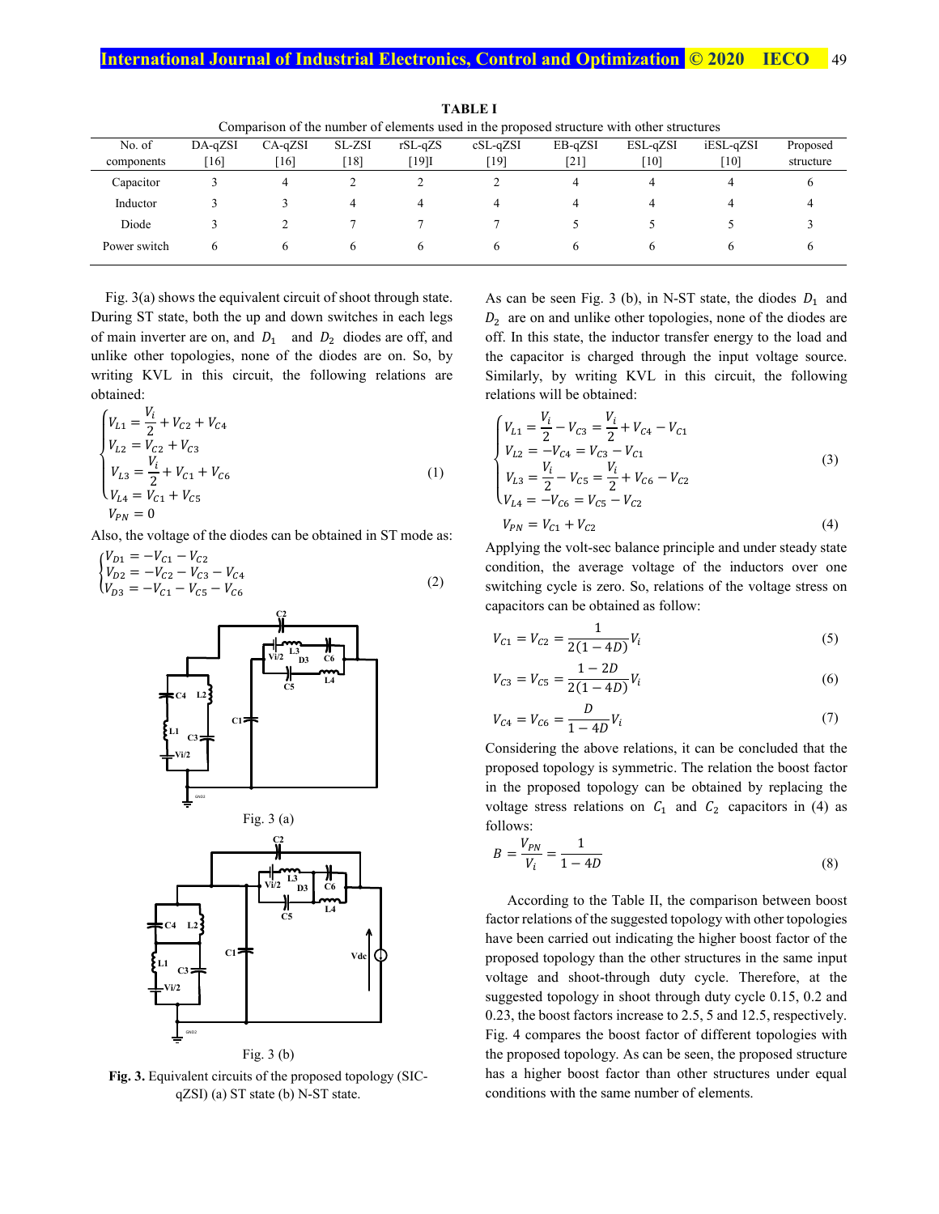**TABLE I**

Comparison of the number of elements used in the proposed structure with other structures

| No. of components | DA-qZSI [16] | CA-qZSI [16] | SL-ZSI [18] | rSL-qZS [19]I | cSL-qZSI [19] | EB-qZSI [21] | ESL-qZSI [10] | iESL-qZSI [10] | Proposed structure |
|---|---|---|---|---|---|---|---|---|---|
| Capacitor | 3 | 4 | 2 | 2 | 2 | 4 | 4 | 4 | 6 |
| Inductor | 3 | 3 | 4 | 4 | 4 | 4 | 4 | 4 | 4 |
| Diode | 3 | 2 | 7 | 7 | 7 | 5 | 5 | 5 | 3 |
| Power switch | 6 | 6 | 6 | 6 | 6 | 6 | 6 | 6 | 6 |

Fig. 3(a) shows the equivalent circuit of shoot through state. During ST state, both the up and down switches in each legs of main inverter are on, and $D_1$ and $D_2$ diodes are off, and unlike other topologies, none of the diodes are on. So, by writing KVL in this circuit, the following relations are obtained:

$$\begin{cases} V_{L1} = \dfrac{V_i}{2} + V_{C2} + V_{C4} \\ V_{L2} = V_{C2} + V_{C3} \\ V_{L3} = \dfrac{V_i}{2} + V_{C1} + V_{C6} \\ V_{L4} = V_{C1} + V_{C5} \end{cases} \tag{1}$$

$$V_{PN} = 0$$

Also, the voltage of the diodes can be obtained in ST mode as:

$$\begin{cases} V_{D1} = -V_{C1} - V_{C2} \\ V_{D2} = -V_{C2} - V_{C3} - V_{C4} \\ V_{D3} = -V_{C1} - V_{C5} - V_{C6} \end{cases} \tag{2}$$

Fig. 3 (a)

Fig. 3 (b)

**Fig. 3.** Equivalent circuits of the proposed topology (SIC-qZSI) (a) ST state (b) N-ST state.

As can be seen Fig. 3 (b), in N-ST state, the diodes $D_1$ and $D_2$ are on and unlike other topologies, none of the diodes are off. In this state, the inductor transfer energy to the load and the capacitor is charged through the input voltage source. Similarly, by writing KVL in this circuit, the following relations will be obtained:

$$\begin{cases} V_{L1} = \dfrac{V_i}{2} - V_{C3} = \dfrac{V_i}{2} + V_{C4} - V_{C1} \\ V_{L2} = -V_{C4} = V_{C3} - V_{C1} \\ V_{L3} = \dfrac{V_i}{2} - V_{C5} = \dfrac{V_i}{2} + V_{C6} - V_{C2} \\ V_{L4} = -V_{C6} = V_{C5} - V_{C2} \end{cases} \tag{3}$$

$$V_{PN} = V_{C1} + V_{C2} \tag{4}$$

Applying the volt-sec balance principle and under steady state condition, the average voltage of the inductors over one switching cycle is zero. So, relations of the voltage stress on capacitors can be obtained as follow:

$$V_{C1} = V_{C2} = \frac{1}{2(1-4D)} V_i \tag{5}$$

$$V_{C3} = V_{C5} = \frac{1-2D}{2(1-4D)} V_i \tag{6}$$

$$V_{C4} = V_{C6} = \frac{D}{1-4D} V_i \tag{7}$$

Considering the above relations, it can be concluded that the proposed topology is symmetric. The relation the boost factor in the proposed topology can be obtained by replacing the voltage stress relations on $C_1$ and $C_2$ capacitors in (4) as follows:

$$B = \frac{V_{PN}}{V_i} = \frac{1}{1-4D} \tag{8}$$

According to the Table II, the comparison between boost factor relations of the suggested topology with other topologies have been carried out indicating the higher boost factor of the proposed topology than the other structures in the same input voltage and shoot-through duty cycle. Therefore, at the suggested topology in shoot through duty cycle 0.15, 0.2 and 0.23, the boost factors increase to 2.5, 5 and 12.5, respectively. Fig. 4 compares the boost factor of different topologies with the proposed topology. As can be seen, the proposed structure has a higher boost factor than other structures under equal conditions with the same number of elements.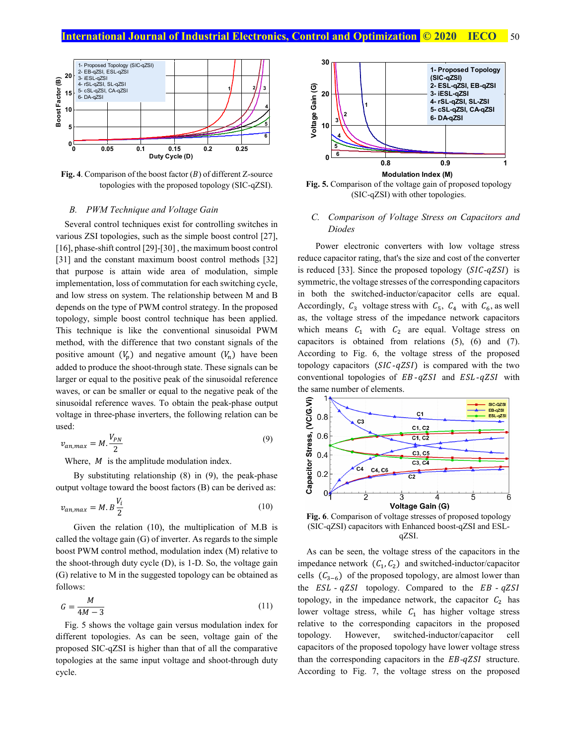Fig. 4. Comparison of the boost factor ($B$) of different Z-source topologies with the proposed topology (SIC-qZSI).

### B. PWM Technique and Voltage Gain

Several control techniques exist for controlling switches in various ZSI topologies, such as the simple boost control [27], [16], phase-shift control [29]-[30] , the maximum boost control [31] and the constant maximum boost control methods [32] that purpose is attain wide area of modulation, simple implementation, loss of commutation for each switching cycle, and low stress on system. The relationship between M and B depends on the type of PWM control strategy. In the proposed topology, simple boost control technique has been applied. This technique is like the conventional sinusoidal PWM method, with the difference that two constant signals of the positive amount ($V_p$) and negative amount ($V_n$) have been added to produce the shoot-through state. These signals can be larger or equal to the positive peak of the sinusoidal reference waves, or can be smaller or equal to the negative peak of the sinusoidal reference waves. To obtain the peak-phase output voltage in three-phase inverters, the following relation can be used:

$$v_{an,max} = M.\frac{V_{PN}}{2} \tag{9}$$

Where, $M$ is the amplitude modulation index.

By substituting relationship (8) in (9), the peak-phase output voltage toward the boost factors (B) can be derived as:

$$v_{an,max} = M.B\frac{V_i}{2} \tag{10}$$

Given the relation (10), the multiplication of M.B is called the voltage gain (G) of inverter. As regards to the simple boost PWM control method, modulation index (M) relative to the shoot-through duty cycle (D), is 1-D. So, the voltage gain (G) relative to M in the suggested topology can be obtained as follows:

$$G = \frac{M}{4M-3} \tag{11}$$

Fig. 5 shows the voltage gain versus modulation index for different topologies. As can be seen, voltage gain of the proposed SIC-qZSI is higher than that of all the comparative topologies at the same input voltage and shoot-through duty cycle.

Fig. 5. Comparison of the voltage gain of proposed topology (SIC-qZSI) with other topologies.

### C. Comparison of Voltage Stress on Capacitors and Diodes

Power electronic converters with low voltage stress reduce capacitor rating, that's the size and cost of the converter is reduced [33]. Since the proposed topology ($SIC$-$qZSI$) is symmetric, the voltage stresses of the corresponding capacitors in both the switched-inductor/capacitor cells are equal. Accordingly, $C_3$ voltage stress with $C_5$, $C_4$ with $C_6$, as well as, the voltage stress of the impedance network capacitors which means $C_1$ with $C_2$ are equal. Voltage stress on capacitors is obtained from relations (5), (6) and (7). According to Fig. 6, the voltage stress of the proposed topology capacitors ($SIC$-$qZSI$) is compared with the two conventional topologies of $EB$-$qZSI$ and $ESL$-$qZSI$ with the same number of elements.

Fig. 6. Comparison of voltage stresses of proposed topology (SIC-qZSI) capacitors with Enhanced boost-qZSI and ESL-qZSI.

As can be seen, the voltage stress of the capacitors in the impedance network ($C_1, C_2$) and switched-inductor/capacitor cells ($C_{3-6}$) of the proposed topology, are almost lower than the $ESL$ - $qZSI$ topology. Compared to the $EB$ - $qZSI$ topology, in the impedance network, the capacitor $C_2$ has lower voltage stress, while $C_1$ has higher voltage stress relative to the corresponding capacitors in the proposed topology. However, switched-inductor/capacitor cell capacitors of the proposed topology have lower voltage stress than the corresponding capacitors in the $EB$-$qZSI$ structure. According to Fig. 7, the voltage stress on the proposed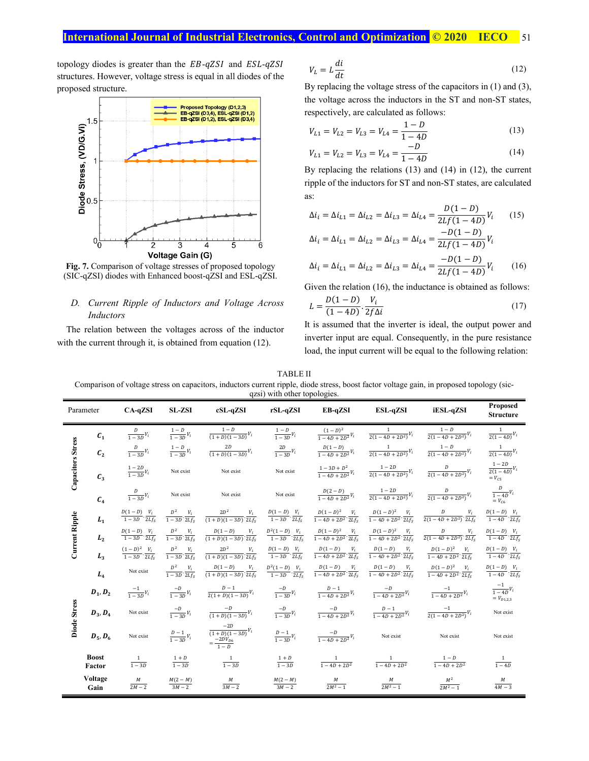topology diodes is greater than the $EB\text{-}qZSI$ and $ESL\text{-}qZSI$ structures. However, voltage stress is equal in all diodes of the proposed structure.

**Fig. 7.** Comparison of voltage stresses of proposed topology (SIC-qZSI) diodes with Enhanced boost-qZSI and ESL-qZSI.

### D. Current Ripple of Inductors and Voltage Across Inductors

The relation between the voltages across of the inductor with the current through it, is obtained from equation (12).

$$V_L = L\frac{di}{dt} \tag{12}$$

By replacing the voltage stress of the capacitors in (1) and (3), the voltage across the inductors in the ST and non-ST states, respectively, are calculated as follows:

$$V_{L1} = V_{L2} = V_{L3} = V_{L4} = \frac{1-D}{1-4D} \tag{13}$$

$$V_{L1} = V_{L2} = V_{L3} = V_{L4} = \frac{-D}{1-4D} \tag{14}$$

By replacing the relations (13) and (14) in (12), the current ripple of the inductors for ST and non-ST states, are calculated as:

$$\Delta i_i = \Delta i_{L1} = \Delta i_{L2} = \Delta i_{L3} = \Delta i_{L4} = \frac{D(1-D)}{2Lf(1-4D)}V_i \tag{15}$$

$$\Delta i_i = \Delta i_{L1} = \Delta i_{L2} = \Delta i_{L3} = \Delta i_{L4} = \frac{-D(1-D)}{2Lf(1-4D)}V_i$$

$$\Delta i_i = \Delta i_{L1} = \Delta i_{L2} = \Delta i_{L3} = \Delta i_{L4} = \frac{-D(1-D)}{2Lf(1-4D)}V_i \tag{16}$$

Given the relation (16), the inductance is obtained as follows:

$$L = \frac{D(1-D)}{(1-4D)}\cdot\frac{V_i}{2f\Delta i} \tag{17}$$

It is assumed that the inverter is ideal, the output power and inverter input are equal. Consequently, in the pure resistance load, the input current will be equal to the following relation:

TABLE II

Comparison of voltage stress on capacitors, inductors current ripple, diode stress, boost factor voltage gain, in proposed topology (sic-qzsi) with other topologies.

| | Parameter | CA-qZSI | SL-ZSI | cSL-qZSI | rSL-qZSI | EB-qZSI | ESL-qZSI | iESL-qZSI | Proposed Structure |
|---|---|---|---|---|---|---|---|---|---|
| Capacitors Stress | $C_1$ | $\frac{D}{1-3D}V_i$ | $\frac{1-D}{1-3D}V_i$ | $\frac{1-D}{(1+D)(1-3D)}V_i$ | $\frac{1-D}{1-3D}V_i$ | $\frac{(1-D)^2}{1-4D+2D^2}V_i$ | $\frac{1}{2(1-4D+2D^2)}V_i$ | $\frac{1-D}{2(1-4D+2D^2)}V_i$ | $\frac{1}{2(1-4D)}V_i$ |
| | $C_2$ | $\frac{D}{1-3D}V_i$ | $\frac{1-D}{1-3D}V_i$ | $\frac{2D}{(1+D)(1-3D)}V_i$ | $\frac{2D}{1-3D}V_i$ | $\frac{D(1-D)}{1-4D+2D^2}V_i$ | $\frac{1}{2(1-4D+2D^2)}V_i$ | $\frac{1-D}{2(1-4D+2D^2)}V_i$ | $\frac{1}{2(1-4D)}V_i$ |
| | $C_3$ | $\frac{1-2D}{1-3D}V_i$ | Not exist | Not exist | Not exist | $\frac{1-3D+D^2}{1-4D+2D^2}V_i$ | $\frac{1-2D}{2(1-4D+2D^2)}V_i$ | $\frac{D}{2(1-4D+2D^2)}V_i$ | $\frac{1-2D}{2(1-4D)}V_i = V_{C5}$ |
| | $C_4$ | $\frac{D}{1-3D}V_i$ | Not exist | Not exist | Not exist | $\frac{D(2-D)}{1-4D+2D^2}V_i$ | $\frac{1-2D}{2(1-4D+2D^2)}V_i$ | $\frac{D}{2(1-4D+2D^2)}V_i$ | $\frac{D}{1-4D}V_i = V_{C6}$ |
| Current Ripple | $L_1$ | $\frac{D(1-D)}{1-3D}\cdot\frac{V_i}{2Lf_s}$ | $\frac{D^2}{1-3D}\cdot\frac{V_i}{2Lf_s}$ | $\frac{2D^2}{(1+D)(1-3D)}\cdot\frac{V_i}{2Lf_s}$ | $\frac{D(1-D)}{1-3D}\cdot\frac{V_i}{2Lf_s}$ | $\frac{D(1-D)^2}{1-4D+2D^2}\cdot\frac{V_i}{2Lf_s}$ | $\frac{D(1-D)^2}{1-4D+2D^2}\cdot\frac{V_i}{2Lf_s}$ | $\frac{D}{2(1-4D+2D^2)}\cdot\frac{V_i}{2Lf_s}$ | $\frac{D(1-D)}{1-4D}\cdot\frac{V_i}{2Lf_s}$ |
| | $L_2$ | $\frac{D(1-D)}{1-3D}\cdot\frac{V_i}{2Lf_s}$ | $\frac{D^2}{1-3D}\cdot\frac{V_i}{2Lf_s}$ | $\frac{D(1-D)}{(1+D)(1-3D)}\cdot\frac{V_i}{2Lf_s}$ | $\frac{D^2(1-D)}{1-3D}\cdot\frac{V_i}{2Lf_s}$ | $\frac{D(1-D)^2}{1-4D+2D^2}\cdot\frac{V_i}{2Lf_s}$ | $\frac{D(1-D)^2}{1-4D+2D^2}\cdot\frac{V_i}{2Lf_s}$ | $\frac{D}{2(1-4D+2D^2)}\cdot\frac{V_i}{2Lf_s}$ | $\frac{D(1-D)}{1-4D}\cdot\frac{V_i}{2Lf_s}$ |
| | $L_3$ | $\frac{(1-D)^2}{1-3D}\cdot\frac{V_i}{2Lf_s}$ | $\frac{D^2}{1-3D}\cdot\frac{V_i}{2Lf_s}$ | $\frac{2D^2}{(1+D)(1-3D)}\cdot\frac{V_i}{2Lf_s}$ | $\frac{D(1-D)}{1-3D}\cdot\frac{V_i}{2Lf_s}$ | $\frac{D(1-D)}{1-4D+2D^2}\cdot\frac{V_i}{2Lf_s}$ | $\frac{D(1-D)}{1-4D+2D^2}\cdot\frac{V_i}{2Lf_s}$ | $\frac{D(1-D)^2}{1-4D+2D^2}\cdot\frac{V_i}{2Lf_s}$ | $\frac{D(1-D)}{1-4D}\cdot\frac{V_i}{2Lf_s}$ |
| | $L_4$ | Not exist | $\frac{D^2}{1-3D}\cdot\frac{V_i}{2Lf_s}$ | $\frac{D(1-D)}{(1+D)(1-3D)}\cdot\frac{V_i}{2Lf_s}$ | $\frac{D^2(1-D)}{1-3D}\cdot\frac{V_i}{2Lf_s}$ | $\frac{D(1-D)}{1-4D+2D^2}\cdot\frac{V_i}{2Lf_s}$ | $\frac{D(1-D)}{1-4D+2D^2}\cdot\frac{V_i}{2Lf_s}$ | $\frac{D(1-D)^2}{1-4D+2D^2}\cdot\frac{V_i}{2Lf_s}$ | $\frac{D(1-D)}{1-4D}\cdot\frac{V_i}{2Lf_s}$ |
| Diode Stress | $D_1, D_2$ | $\frac{-1}{1-3D}V_i$ | $\frac{-D}{1-3D}V_i$ | $\frac{D-1}{2(1+D)(1-3D)}V_i$ | $\frac{-D}{1-3D}V_i$ | $\frac{D-1}{1-4D+2D^2}V_i$ | $\frac{-D}{1-4D+2D^2}V_i$ | $\frac{-1}{1-4D+2D^2}V_i$ | $\frac{-1}{1-4D}V_i = V_{D1,2,3}$ |
| | $D_3, D_4$ | Not exist | $\frac{-D}{1-3D}V_i$ | $\frac{-D}{(1+D)(1-3D)}V_i$ | $\frac{-D}{1-3D}V_i$ | $\frac{-D}{1-4D+2D^2}V_i$ | $\frac{D-1}{1-4D+2D^2}V_i$ | $\frac{-1}{2(1-4D+2D^2)}V_i$ | Not exist |
| | $D_5, D_6$ | Not exist | $\frac{D-1}{1-3D}V_i$ | $\frac{-2D}{(1+D)(1-3D)}V_i = \frac{-2DV_{D6}}{1-D}$ | $\frac{D-1}{1-3D}V_i$ | $\frac{-D}{1-4D+2D^2}V_i$ | Not exist | Not exist | Not exist |
| | Boost Factor | $\frac{1}{1-3D}$ | $\frac{1+D}{1-3D}$ | $\frac{1}{1-3D}$ | $\frac{1+D}{1-3D}$ | $\frac{1}{1-4D+2D^2}$ | $\frac{1}{1-4D+2D^2}$ | $\frac{1-D}{1-4D+2D^2}$ | $\frac{1}{1-4D}$ |
| | Voltage Gain | $\frac{M}{2M-2}$ | $\frac{M(2-M)}{3M-2}$ | $\frac{M}{3M-2}$ | $\frac{M(2-M)}{3M-2}$ | $\frac{M}{2M^2-1}$ | $\frac{M}{2M^2-1}$ | $\frac{M^2}{2M^2-1}$ | $\frac{M}{4M-3}$ |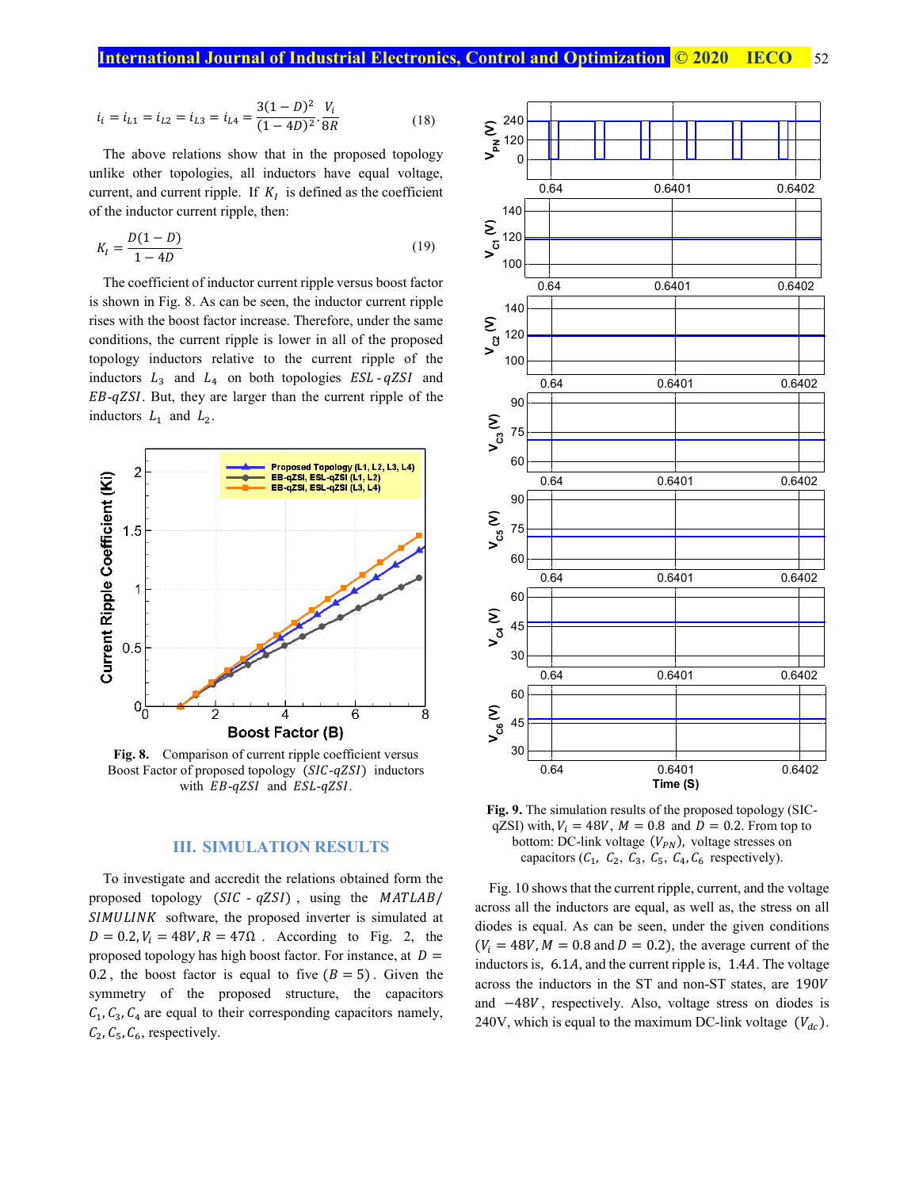$$i_i = i_{L1} = i_{L2} = i_{L3} = i_{L4} = \frac{3(1-D)^2}{(1-4D)^2} \cdot \frac{V_i}{8R} \tag{18}$$

The above relations show that in the proposed topology unlike other topologies, all inductors have equal voltage, current, and current ripple. If $K_I$ is defined as the coefficient of the inductor current ripple, then:

$$K_I = \frac{D(1-D)}{1-4D} \tag{19}$$

The coefficient of inductor current ripple versus boost factor is shown in Fig. 8. As can be seen, the inductor current ripple rises with the boost factor increase. Therefore, under the same conditions, the current ripple is lower in all of the proposed topology inductors relative to the current ripple of the inductors $L_3$ and $L_4$ on both topologies $ESL\text{-}qZSI$ and $EB\text{-}qZSI$. But, they are larger than the current ripple of the inductors $L_1$ and $L_2$.

**Fig. 8.** Comparison of current ripple coefficient versus Boost Factor of proposed topology ($SIC\text{-}qZSI$) inductors with $EB\text{-}qZSI$ and $ESL\text{-}qZSI$.

## III. SIMULATION RESULTS

To investigate and accredit the relations obtained form the proposed topology ($SIC\text{-}qZSI$), using the $MATLAB/SIMULINK$ software, the proposed inverter is simulated at $D = 0.2, V_i = 48V, R = 47\Omega$. According to Fig. 2, the proposed topology has high boost factor. For instance, at $D = 0.2$, the boost factor is equal to five ($B = 5$). Given the symmetry of the proposed structure, the capacitors $C_1, C_3, C_4$ are equal to their corresponding capacitors namely, $C_2, C_5, C_6$, respectively.

**Fig. 9.** The simulation results of the proposed topology (SIC-qZSI) with, $V_i = 48V$, $M = 0.8$ and $D = 0.2$. From top to bottom: DC-link voltage ($V_{PN}$), voltage stresses on capacitors ($C_1$, $C_2$, $C_3$, $C_5$, $C_4, C_6$ respectively).

Fig. 10 shows that the current ripple, current, and the voltage across all the inductors are equal, as well as, the stress on all diodes is equal. As can be seen, under the given conditions ($V_i = 48V, M = 0.8$ and $D = 0.2$), the average current of the inductors is, $6.1A$, and the current ripple is, $1.4A$. The voltage across the inductors in the ST and non-ST states, are $190V$ and $-48V$, respectively. Also, voltage stress on diodes is 240V, which is equal to the maximum DC-link voltage ($V_{dc}$).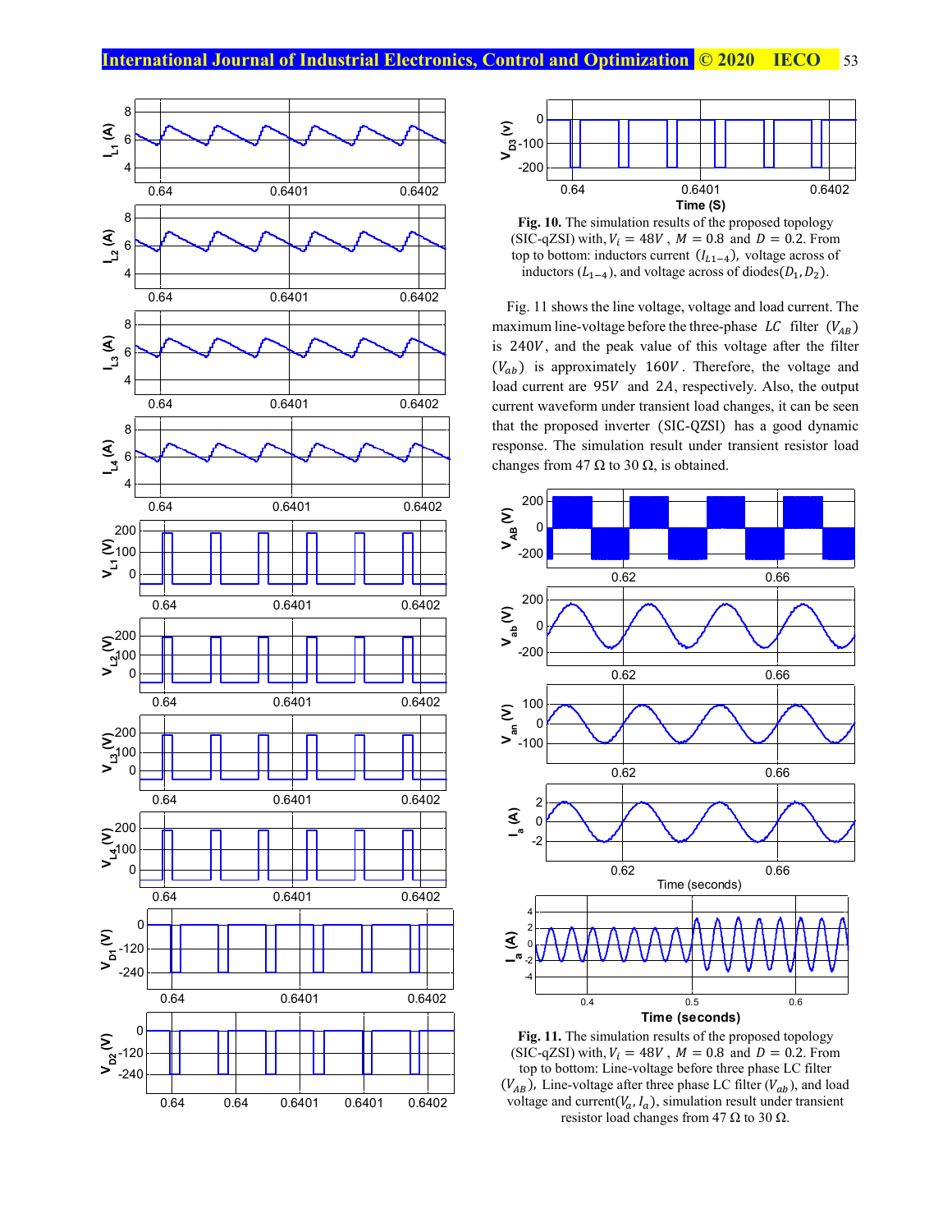**Fig. 10.** The simulation results of the proposed topology (SIC-qZSI) with, $V_i = 48V$ , $M = 0.8$ and $D = 0.2$. From top to bottom: inductors current $(I_{L1-4})$, voltage across of inductors $(L_{1-4})$, and voltage across of diodes$(D_1, D_2)$.

Fig. 11 shows the line voltage, voltage and load current. The maximum line-voltage before the three-phase $LC$ filter $(V_{AB})$ is $240V$, and the peak value of this voltage after the filter $(V_{ab})$ is approximately $160V$. Therefore, the voltage and load current are $95V$ and $2A$, respectively. Also, the output current waveform under transient load changes, it can be seen that the proposed inverter (SIC-QZSI) has a good dynamic response. The simulation result under transient resistor load changes from 47 Ω to 30 Ω, is obtained.

**Fig. 11.** The simulation results of the proposed topology (SIC-qZSI) with, $V_i = 48V$ , $M = 0.8$ and $D = 0.2$. From top to bottom: Line-voltage before three phase LC filter $(V_{AB})$, Line-voltage after three phase LC filter $(V_{ab})$, and load voltage and current$(V_a, I_a)$, simulation result under transient resistor load changes from 47 Ω to 30 Ω.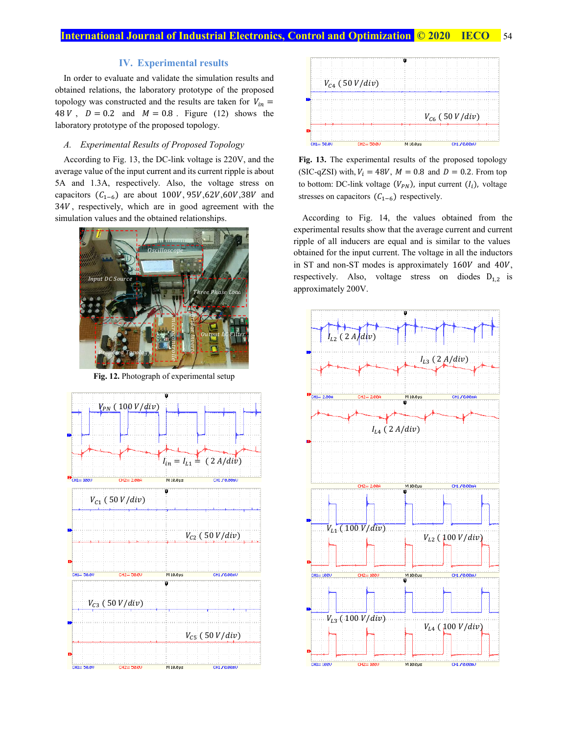## IV. Experimental results

In order to evaluate and validate the simulation results and obtained relations, the laboratory prototype of the proposed topology was constructed and the results are taken for $V_{in} = 48\,V$, $D = 0.2$ and $M = 0.8$. Figure (12) shows the laboratory prototype of the proposed topology.

### A. Experimental Results of Proposed Topology

According to Fig. 13, the DC-link voltage is 220V, and the average value of the input current and its current ripple is about 5A and 1.3A, respectively. Also, the voltage stress on capacitors $(C_{1-6})$ are about $100V, 95V, 62V, 60V, 38V$ and $34V$, respectively, which are in good agreement with the simulation values and the obtained relationships.

**Fig. 12.** Photograph of experimental setup

**Fig. 13.** The experimental results of the proposed topology (SIC-qZSI) with, $V_i = 48V$, $M = 0.8$ and $D = 0.2$. From top to bottom: DC-link voltage $(V_{PN})$, input current $(I_i)$, voltage stresses on capacitors $(C_{1-6})$ respectively.

According to Fig. 14, the values obtained from the experimental results show that the average current and current ripple of all inducers are equal and is similar to the values obtained for the input current. The voltage in all the inductors in ST and non-ST modes is approximately $160V$ and $40V$, respectively. Also, voltage stress on diodes $D_{1,2}$ is approximately 200V.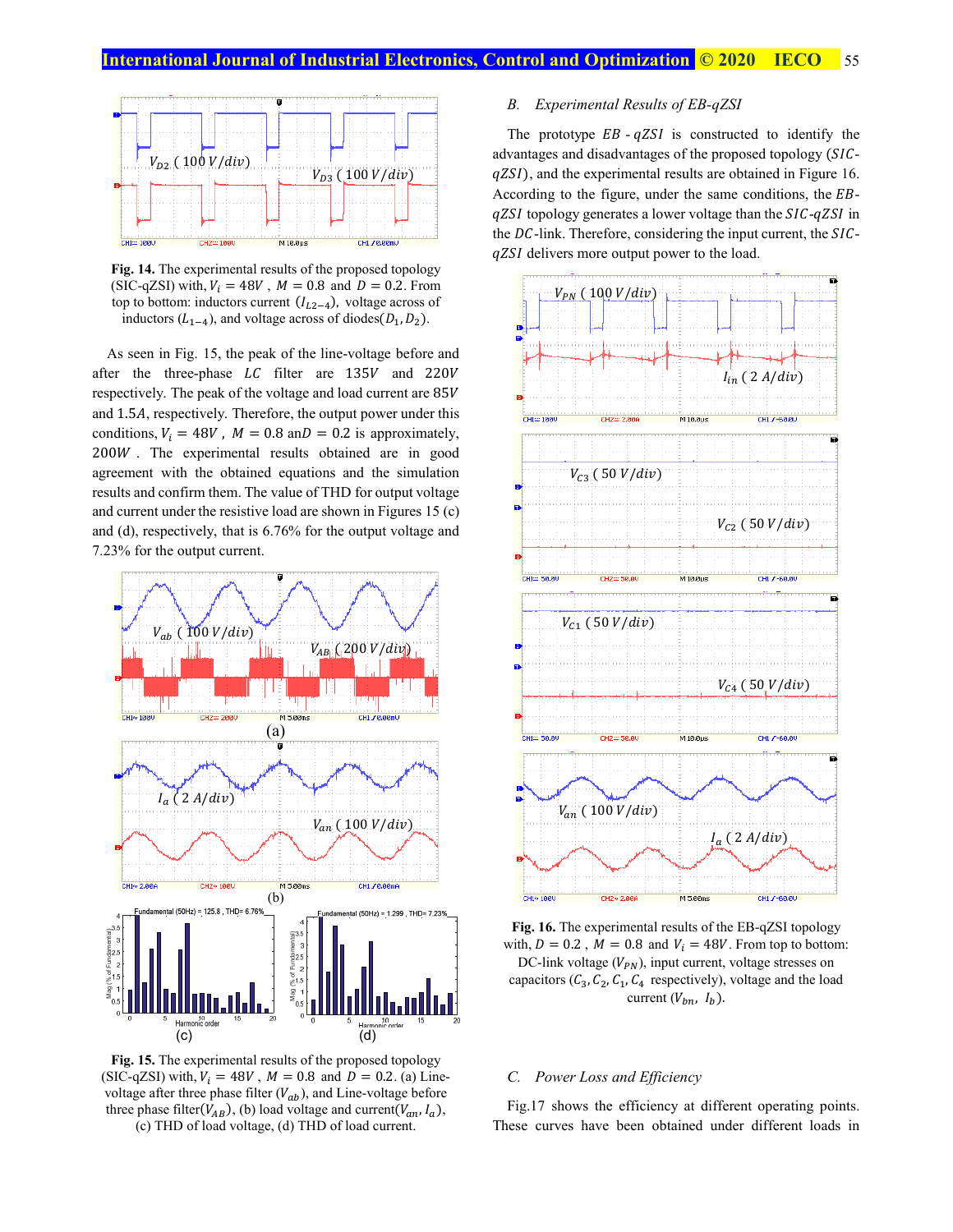**Fig. 14.** The experimental results of the proposed topology (SIC-qZSI) with, $V_i = 48V$ , $M = 0.8$ and $D = 0.2$. From top to bottom: inductors current ($I_{L2-4}$), voltage across of inductors ($L_{1-4}$), and voltage across of diodes($D_1, D_2$).

As seen in Fig. 15, the peak of the line-voltage before and after the three-phase $LC$ filter are $135V$ and $220V$ respectively. The peak of the voltage and load current are $85V$ and $1.5A$, respectively. Therefore, the output power under this conditions, $V_i = 48V$ , $M = 0.8$ and $D = 0.2$ is approximately, $200W$ . The experimental results obtained are in good agreement with the obtained equations and the simulation results and confirm them. The value of THD for output voltage and current under the resistive load are shown in Figures 15 (c) and (d), respectively, that is 6.76% for the output voltage and 7.23% for the output current.

**Fig. 15.** The experimental results of the proposed topology (SIC-qZSI) with, $V_i = 48V$ , $M = 0.8$ and $D = 0.2$. (a) Line-voltage after three phase filter ($V_{ab}$), and Line-voltage before three phase filter($V_{AB}$), (b) load voltage and current($V_{an}, I_a$), (c) THD of load voltage, (d) THD of load current.

### B. Experimental Results of EB-qZSI

The prototype $EB$ - $qZSI$ is constructed to identify the advantages and disadvantages of the proposed topology ($SIC$-$qZSI$), and the experimental results are obtained in Figure 16. According to the figure, under the same conditions, the $EB$-$qZSI$ topology generates a lower voltage than the $SIC$-$qZSI$ in the $DC$-link. Therefore, considering the input current, the $SIC$-$qZSI$ delivers more output power to the load.

**Fig. 16.** The experimental results of the EB-qZSI topology with, $D = 0.2$ , $M = 0.8$ and $V_i = 48V$. From top to bottom: DC-link voltage ($V_{PN}$), input current, voltage stresses on capacitors ($C_3, C_2, C_1, C_4$ respectively), voltage and the load current ($V_{bn}$, $I_b$).

### C. Power Loss and Efficiency

Fig.17 shows the efficiency at different operating points. These curves have been obtained under different loads in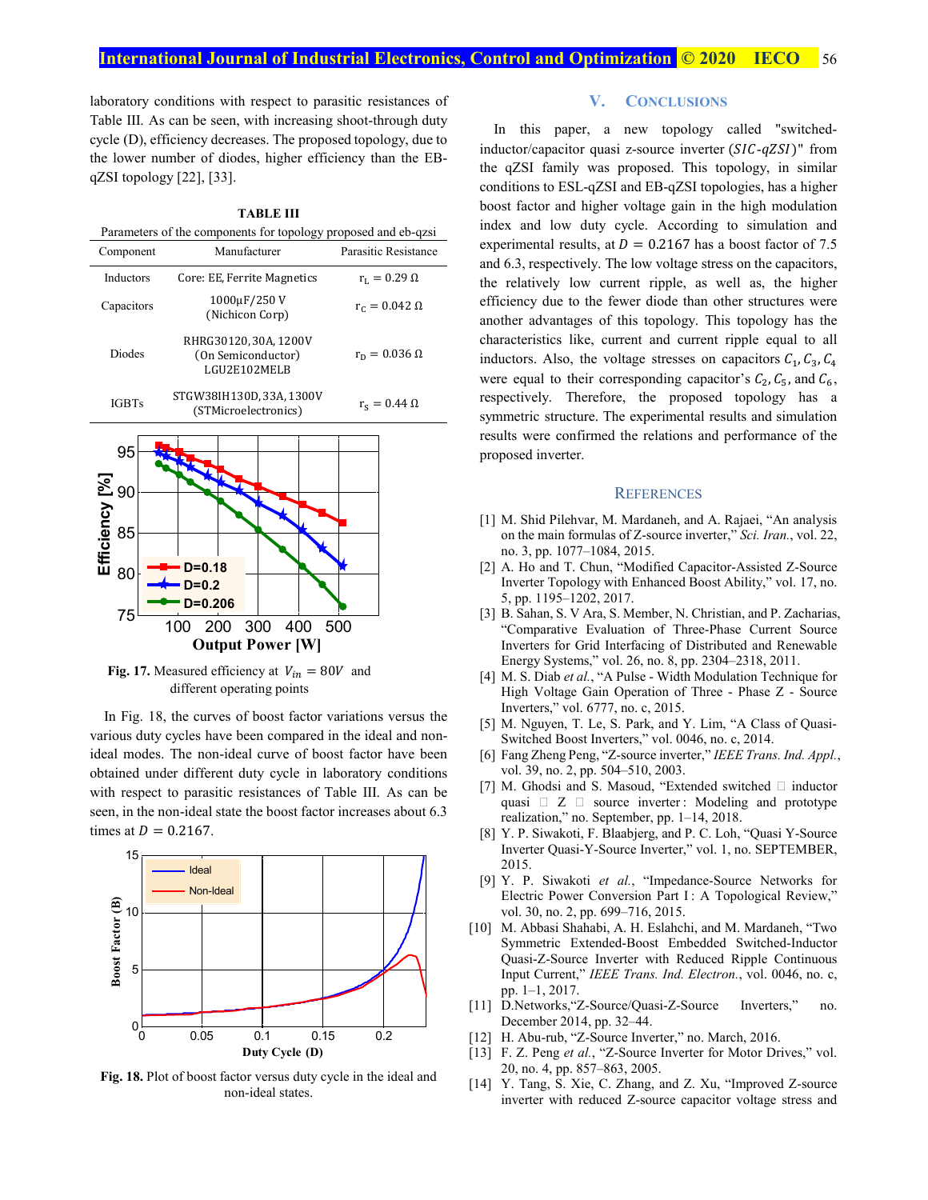laboratory conditions with respect to parasitic resistances of Table III. As can be seen, with increasing shoot-through duty cycle (D), efficiency decreases. The proposed topology, due to the lower number of diodes, higher efficiency than the EB-qZSI topology [22], [33].

**TABLE III**

Parameters of the components for topology proposed and eb-qzsi

| Component | Manufacturer | Parasitic Resistance |
|---|---|---|
| Inductors | Core: EE, Ferrite Magnetics | $r_L = 0.29\ \Omega$ |
| Capacitors | 1000μF/250 V (Nichicon Corp) | $r_C = 0.042\ \Omega$ |
| Diodes | RHRG30120, 30A, 1200V (On Semiconductor) LGU2E102MELB | $r_D = 0.036\ \Omega$ |
| IGBTs | STGW38IH130D, 33A, 1300V (STMicroelectronics) | $r_S = 0.44\ \Omega$ |

**Fig. 17.** Measured efficiency at $V_{in} = 80V$ and different operating points

In Fig. 18, the curves of boost factor variations versus the various duty cycles have been compared in the ideal and non-ideal modes. The non-ideal curve of boost factor have been obtained under different duty cycle in laboratory conditions with respect to parasitic resistances of Table III. As can be seen, in the non-ideal state the boost factor increases about 6.3 times at $D = 0.2167$.

**Fig. 18.** Plot of boost factor versus duty cycle in the ideal and non-ideal states.

## V. Conclusions

In this paper, a new topology called "switched-inductor/capacitor quasi z-source inverter ($SIC$-$qZSI$)" from the qZSI family was proposed. This topology, in similar conditions to ESL-qZSI and EB-qZSI topologies, has a higher boost factor and higher voltage gain in the high modulation index and low duty cycle. According to simulation and experimental results, at $D = 0.2167$ has a boost factor of 7.5 and 6.3, respectively. The low voltage stress on the capacitors, the relatively low current ripple, as well as, the higher efficiency due to the fewer diode than other structures were another advantages of this topology. This topology has the characteristics like, current and current ripple equal to all inductors. Also, the voltage stresses on capacitors $C_1, C_3, C_4$ were equal to their corresponding capacitor's $C_2, C_5$, and $C_6$, respectively. Therefore, the proposed topology has a symmetric structure. The experimental results and simulation results were confirmed the relations and performance of the proposed inverter.

## References

[1] M. Shid Pilehvar, M. Mardaneh, and A. Rajaei, "An analysis on the main formulas of Z-source inverter," *Sci. Iran.*, vol. 22, no. 3, pp. 1077–1084, 2015.

[2] A. Ho and T. Chun, "Modified Capacitor-Assisted Z-Source Inverter Topology with Enhanced Boost Ability," vol. 17, no. 5, pp. 1195–1202, 2017.

[3] B. Sahan, S. V Ara, S. Member, N. Christian, and P. Zacharias, "Comparative Evaluation of Three-Phase Current Source Inverters for Grid Interfacing of Distributed and Renewable Energy Systems," vol. 26, no. 8, pp. 2304–2318, 2011.

[4] M. S. Diab *et al.*, "A Pulse - Width Modulation Technique for High Voltage Gain Operation of Three - Phase Z - Source Inverters," vol. 6777, no. c, 2015.

[5] M. Nguyen, T. Le, S. Park, and Y. Lim, "A Class of Quasi-Switched Boost Inverters," vol. 0046, no. c, 2014.

[6] Fang Zheng Peng, "Z-source inverter," *IEEE Trans. Ind. Appl.*, vol. 39, no. 2, pp. 504–510, 2003.

[7] M. Ghodsi and S. Masoud, "Extended switched inductor quasi Z source inverter: Modeling and prototype realization," no. September, pp. 1–14, 2018.

[8] Y. P. Siwakoti, F. Blaabjerg, and P. C. Loh, "Quasi Y-Source Inverter Quasi-Y-Source Inverter," vol. 1, no. SEPTEMBER, 2015.

[9] Y. P. Siwakoti *et al.*, "Impedance-Source Networks for Electric Power Conversion Part I: A Topological Review," vol. 30, no. 2, pp. 699–716, 2015.

[10] M. Abbasi Shahabi, A. H. Eslahchi, and M. Mardaneh, "Two Symmetric Extended-Boost Embedded Switched-Inductor Quasi-Z-Source Inverter with Reduced Ripple Continuous Input Current," *IEEE Trans. Ind. Electron.*, vol. 0046, no. c, pp. 1–1, 2017.

[11] D.Networks,"Z-Source/Quasi-Z-Source Inverters," no. December 2014, pp. 32–44.

[12] H. Abu-rub, "Z-Source Inverter," no. March, 2016.

[13] F. Z. Peng *et al.*, "Z-Source Inverter for Motor Drives," vol. 20, no. 4, pp. 857–863, 2005.

[14] Y. Tang, S. Xie, C. Zhang, and Z. Xu, "Improved Z-source inverter with reduced Z-source capacitor voltage stress and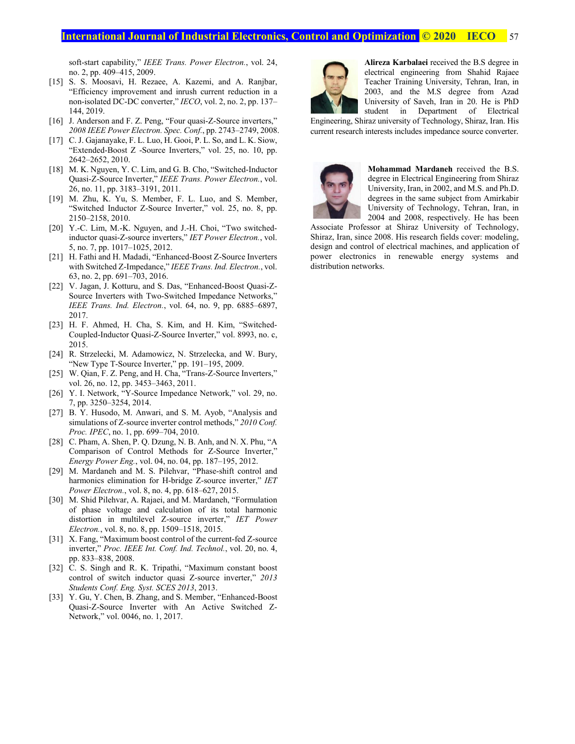soft-start capability," *IEEE Trans. Power Electron.*, vol. 24, no. 2, pp. 409–415, 2009.

[15] S. S. Moosavi, H. Rezaee, A. Kazemi, and A. Ranjbar, "Efficiency improvement and inrush current reduction in a non-isolated DC-DC converter," *IECO*, vol. 2, no. 2, pp. 137–144, 2019.

[16] J. Anderson and F. Z. Peng, "Four quasi-Z-Source inverters," *2008 IEEE Power Electron. Spec. Conf.*, pp. 2743–2749, 2008.

[17] C. J. Gajanayake, F. L. Luo, H. Gooi, P. L. So, and L. K. Siow, "Extended-Boost Z -Source Inverters," vol. 25, no. 10, pp. 2642–2652, 2010.

[18] M. K. Nguyen, Y. C. Lim, and G. B. Cho, "Switched-Inductor Quasi-Z-Source Inverter," *IEEE Trans. Power Electron.*, vol. 26, no. 11, pp. 3183–3191, 2011.

[19] M. Zhu, K. Yu, S. Member, F. L. Luo, and S. Member, "Switched Inductor Z-Source Inverter," vol. 25, no. 8, pp. 2150–2158, 2010.

[20] Y.-C. Lim, M.-K. Nguyen, and J.-H. Choi, "Two switched-inductor quasi-Z-source inverters," *IET Power Electron.*, vol. 5, no. 7, pp. 1017–1025, 2012.

[21] H. Fathi and H. Madadi, "Enhanced-Boost Z-Source Inverters with Switched Z-Impedance," *IEEE Trans. Ind. Electron.*, vol. 63, no. 2, pp. 691–703, 2016.

[22] V. Jagan, J. Kotturu, and S. Das, "Enhanced-Boost Quasi-Z-Source Inverters with Two-Switched Impedance Networks," *IEEE Trans. Ind. Electron.*, vol. 64, no. 9, pp. 6885–6897, 2017.

[23] H. F. Ahmed, H. Cha, S. Kim, and H. Kim, "Switched-Coupled-Inductor Quasi-Z-Source Inverter," vol. 8993, no. c, 2015.

[24] R. Strzelecki, M. Adamowicz, N. Strzelecka, and W. Bury, "New Type T-Source Inverter," pp. 191–195, 2009.

[25] W. Qian, F. Z. Peng, and H. Cha, "Trans-Z-Source Inverters," vol. 26, no. 12, pp. 3453–3463, 2011.

[26] Y. I. Network, "Y-Source Impedance Network," vol. 29, no. 7, pp. 3250–3254, 2014.

[27] B. Y. Husodo, M. Anwari, and S. M. Ayob, "Analysis and simulations of Z-source inverter control methods," *2010 Conf. Proc. IPEC*, no. 1, pp. 699–704, 2010.

[28] C. Pham, A. Shen, P. Q. Dzung, N. B. Anh, and N. X. Phu, "A Comparison of Control Methods for Z-Source Inverter," *Energy Power Eng.*, vol. 04, no. 04, pp. 187–195, 2012.

[29] M. Mardaneh and M. S. Pilehvar, "Phase-shift control and harmonics elimination for H-bridge Z-source inverter," *IET Power Electron.*, vol. 8, no. 4, pp. 618–627, 2015.

[30] M. Shid Pilehvar, A. Rajaei, and M. Mardaneh, "Formulation of phase voltage and calculation of its total harmonic distortion in multilevel Z-source inverter," *IET Power Electron.*, vol. 8, no. 8, pp. 1509–1518, 2015.

[31] X. Fang, "Maximum boost control of the current-fed Z-source inverter," *Proc. IEEE Int. Conf. Ind. Technol.*, vol. 20, no. 4, pp. 833–838, 2008.

[32] C. S. Singh and R. K. Tripathi, "Maximum constant boost control of switch inductor quasi Z-source inverter," *2013 Students Conf. Eng. Syst. SCES 2013*, 2013.

[33] Y. Gu, Y. Chen, B. Zhang, and S. Member, "Enhanced-Boost Quasi-Z-Source Inverter with An Active Switched Z-Network," vol. 0046, no. 1, 2017.

**Alireza Karbalaei** received the B.S degree in electrical engineering from Shahid Rajaee Teacher Training University, Tehran, Iran, in 2003, and the M.S degree from Azad University of Saveh, Iran in 20. He is PhD student in Department of Electrical Engineering, Shiraz university of Technology, Shiraz, Iran. His current research interests includes impedance source converter.

**Mohammad Mardaneh** received the B.S. degree in Electrical Engineering from Shiraz University, Iran, in 2002, and M.S. and Ph.D. degrees in the same subject from Amirkabir University of Technology, Tehran, Iran, in 2004 and 2008, respectively. He has been Associate Professor at Shiraz University of Technology, Shiraz, Iran, since 2008. His research fields cover: modeling, design and control of electrical machines, and application of power electronics in renewable energy systems and distribution networks.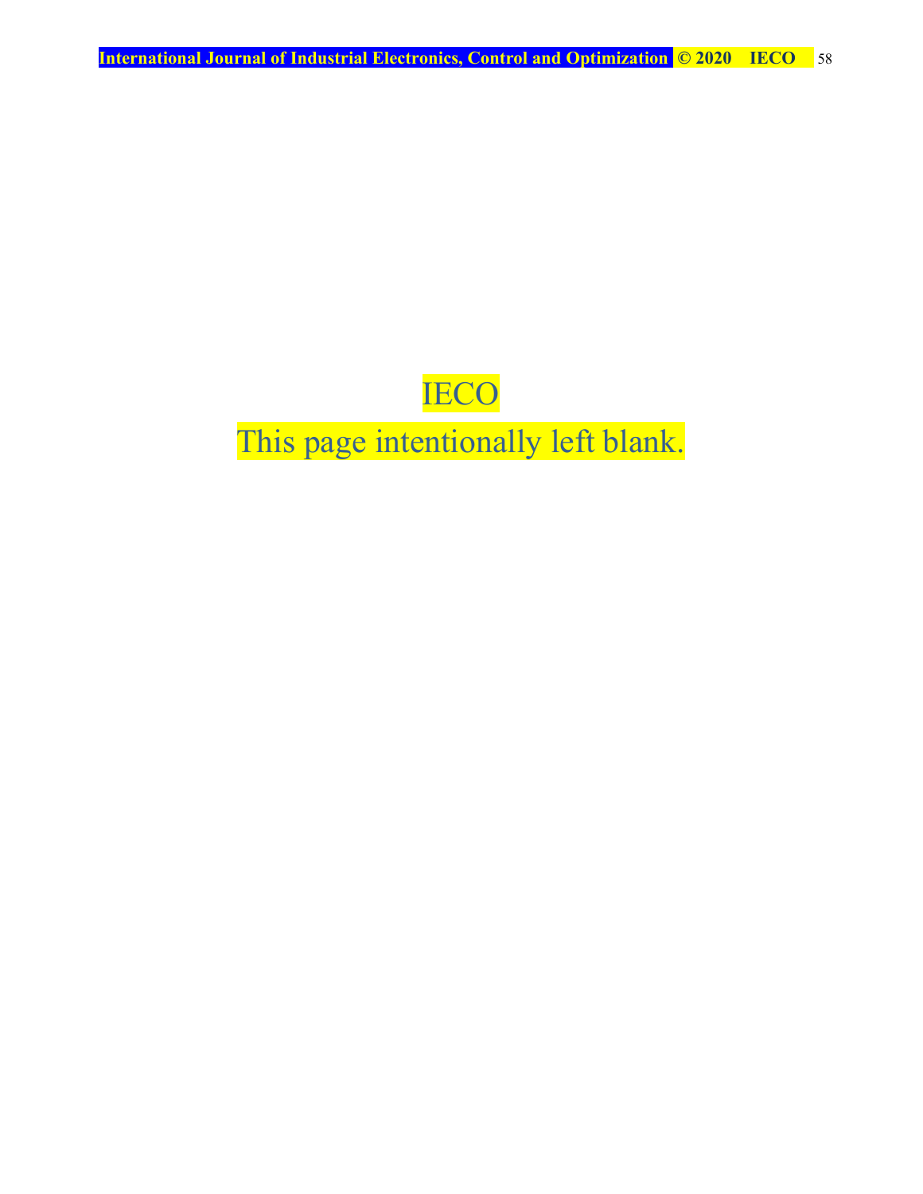IECO

This page intentionally left blank.